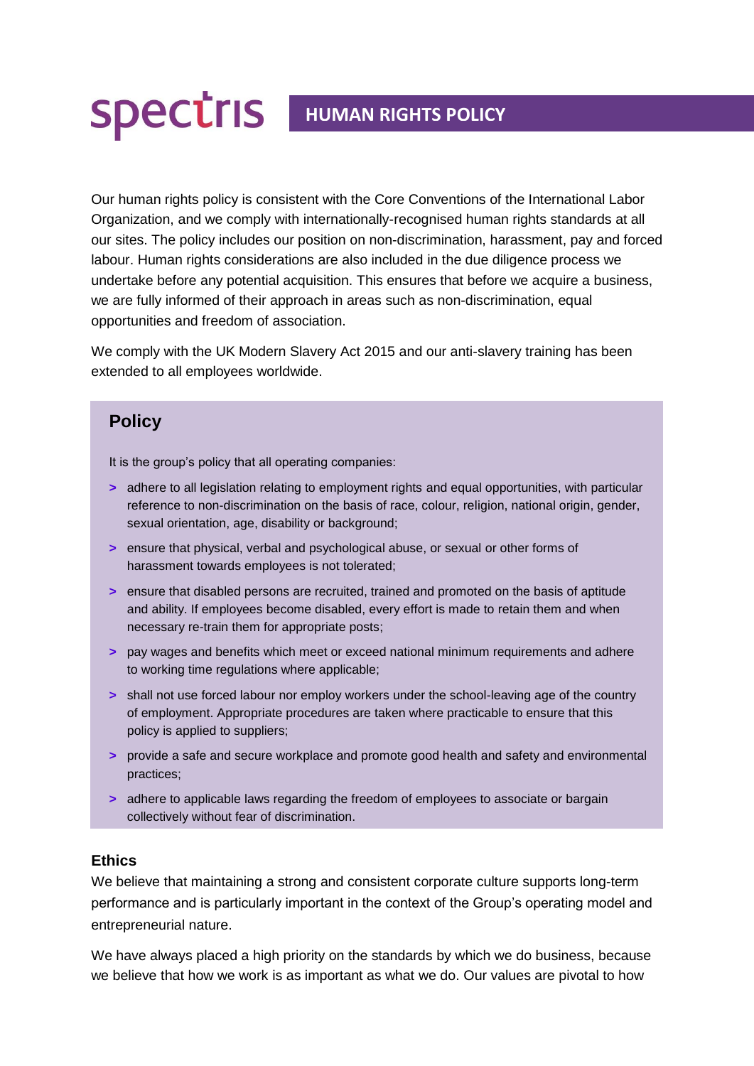# spectris HUMAN RIGHTS POLICY

Our human rights policy is consistent with the Core Conventions of the International Labor Organization, and we comply with internationally-recognised human rights standards at all our sites. The policy includes our position on non-discrimination, harassment, pay and forced labour. Human rights considerations are also included in the due diligence process we undertake before any potential acquisition. This ensures that before we acquire a business, we are fully informed of their approach in areas such as non-discrimination, equal opportunities and freedom of association.

We comply with the UK Modern Slavery Act 2015 and our anti-slavery training has been extended to all employees worldwide.

## Policy

It is the group's policy that all operating companies:

- adhere to all legislation relating to employment rights and equal opportunities, with particular reference to non-discrimination on the basis of race, colour, religion, national origin, gender, sexual orientation, age, disability or background;
- ensure that physical, verbal and psychological abuse, or sexual or other forms of harassment towards employees is not tolerated;
- ensure that disabled persons are recruited, trained and promoted on the basis of aptitude and ability. If employees become disabled, every effort is made to retain them and when necessary re-train them for appropriate posts;
- pay wages and benefits which meet or exceed national minimum requirements and adhere to working time regulations where applicable;
- shall not use forced labour nor employ workers under the school-leaving age of the country of employment. Appropriate procedures are taken where practicable to ensure that this policy is applied to suppliers;
- provide a safe and secure workplace and promote good health and safety and environmental practices;
- adhere to applicable laws regarding the freedom of employees to associate or bargain collectively without fear of discrimination.

### Ethics

We believe that maintaining a strong and consistent corporate culture supports long-term performance and is particularly important in the context of the Group's operating model and entrepreneurial nature.

We have always placed a high priority on the standards by which we do business, because we believe that how we work is as important as what we do. Our values are pivotal to how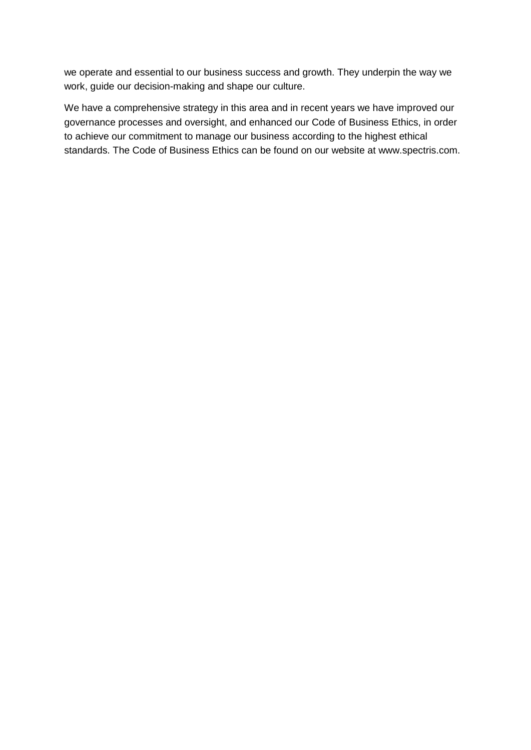we operate and essential to our business success and growth. They underpin the way we work, guide our decision-making and shape our culture.

We have a comprehensive strategy in this area and in recent years we have improved our governance processes and oversight, and enhanced our Code of Business Ethics, in order to achieve our commitment to manage our business according to the highest ethical standards. The Code of Business Ethics can be found on our website at www.spectris.com.